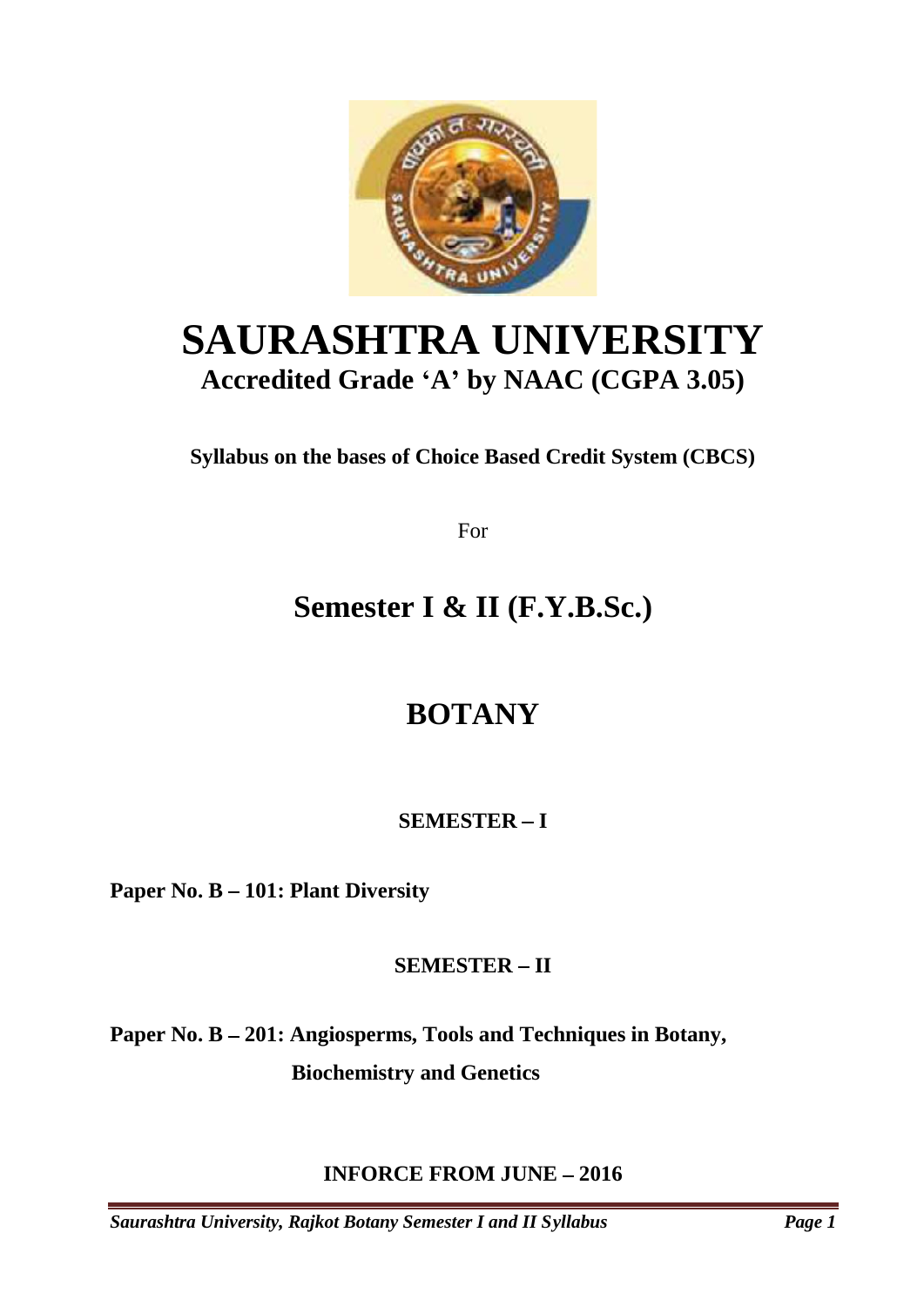# SAURASHTRA UNIVERSITY

## Accredited Grade 'A' by NAAC (CGPA 3.05)

**Syllabus on the bases of Choice Based Credit System (CBCS)**

For

## Semester I & II (F.Y.B.Sc.)

# BOTANY

**SEMESTER – I**

**Paper No. B – 101: Plant Diversity**

**SEMESTER – II**

**Paper No. B – 201: Angiosperms, Tools and Techniques in Botany, Biochemistry and Genetics**

**INFORCE FROM JUNE – 2016**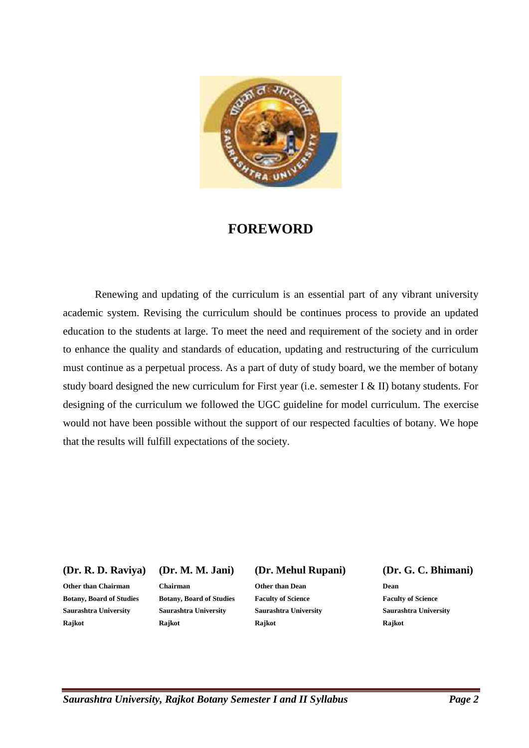## FOREWORD

Renewing and updating of the curriculum is an essential part of any vibrant university academic system. Revising the curriculum should be continues process to provide an updated education to the students at large. To meet the need and requirement of the society and in order to enhance the quality and standards of education, updating and restructuring of the curriculum must continue as a perpetual process. As a part of duty of study board, we the member of botany study board designed the new curriculum for First year (i.e. semester I & II) botany students. For designing of the curriculum we followed the UGC guideline for model curriculum. The exercise would not have been possible without the support of our respected faculties of botany. We hope that the results will fulfill expectations of the society.

| | | | |
|---|---|---|---|
| **(Dr. R. D. Raviya)** | **(Dr. M. M. Jani)** | **(Dr. Mehul Rupani)** | **(Dr. G. C. Bhimani)** |
| **Other than Chairman** | **Chairman** | **Other than Dean** | **Dean** |
| **Botany, Board of Studies** | **Botany, Board of Studies** | **Faculty of Science** | **Faculty of Science** |
| **Saurashtra University** | **Saurashtra University** | **Saurashtra University** | **Saurashtra University** |
| **Rajkot** | **Rajkot** | **Rajkot** | **Rajkot** |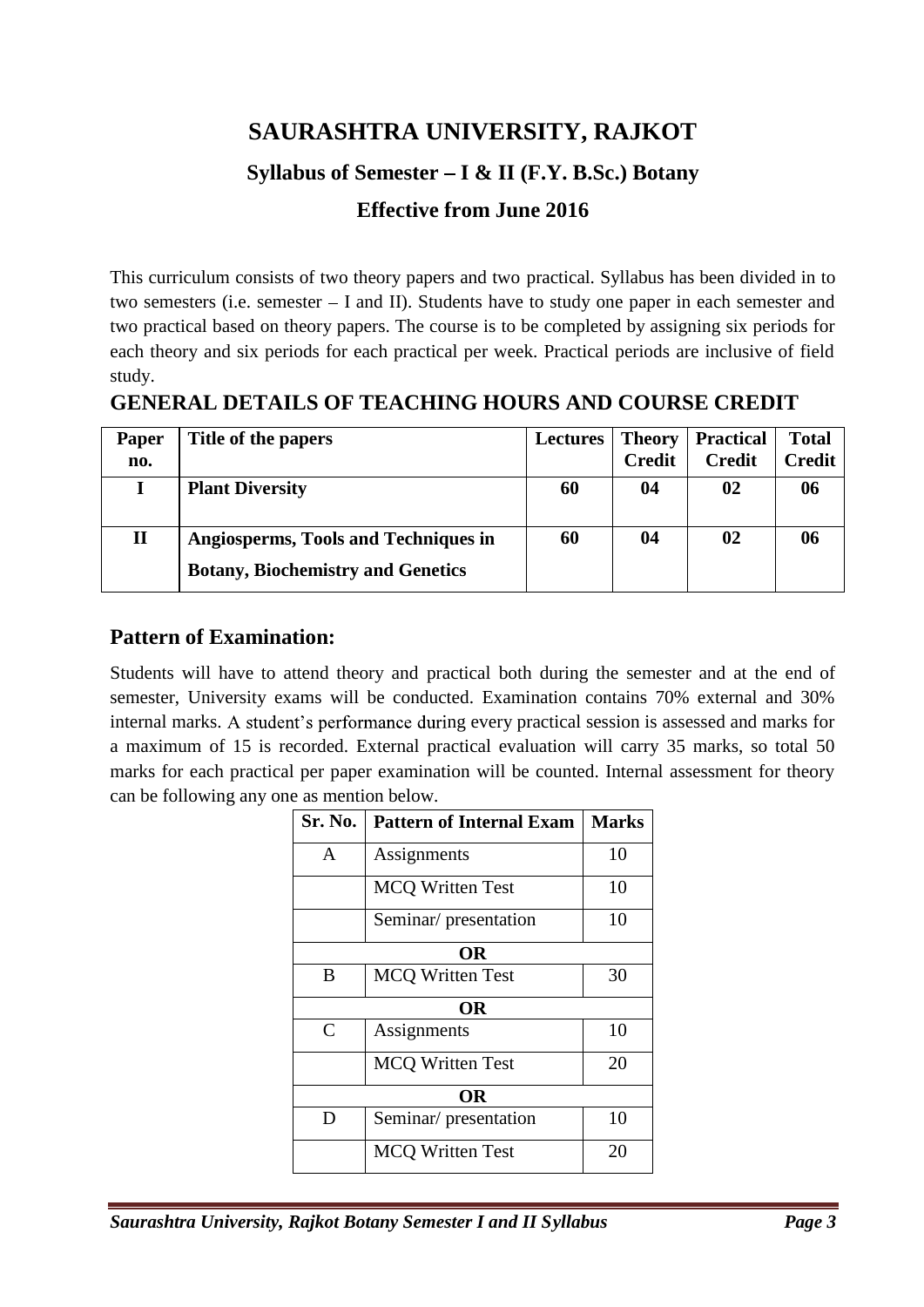# SAURASHTRA UNIVERSITY, RAJKOT

## Syllabus of Semester – I & II (F.Y. B.Sc.) Botany

## Effective from June 2016

This curriculum consists of two theory papers and two practical. Syllabus has been divided in to two semesters (i.e. semester – I and II). Students have to study one paper in each semester and two practical based on theory papers. The course is to be completed by assigning six periods for each theory and six periods for each practical per week. Practical periods are inclusive of field study.

## GENERAL DETAILS OF TEACHING HOURS AND COURSE CREDIT

| Paper no. | Title of the papers | Lectures | Theory Credit | Practical Credit | Total Credit |
|---|---|---|---|---|---|
| **I** | **Plant Diversity** | **60** | **04** | **02** | **06** |
| **II** | **Angiosperms, Tools and Techniques in Botany, Biochemistry and Genetics** | **60** | **04** | **02** | **06** |

## Pattern of Examination:

Students will have to attend theory and practical both during the semester and at the end of semester, University exams will be conducted. Examination contains 70% external and 30% internal marks. A student's performance during every practical session is assessed and marks for a maximum of 15 is recorded. External practical evaluation will carry 35 marks, so total 50 marks for each practical per paper examination will be counted. Internal assessment for theory can be following any one as mention below.

| Sr. No. | Pattern of Internal Exam | Marks |
|---|---|---|
| A | Assignments | 10 |
| | MCQ Written Test | 10 |
| | Seminar/ presentation | 10 |
| | **OR** | |
| B | MCQ Written Test | 30 |
| | **OR** | |
| C | Assignments | 10 |
| | MCQ Written Test | 20 |
| | **OR** | |
| D | Seminar/ presentation | 10 |
| | MCQ Written Test | 20 |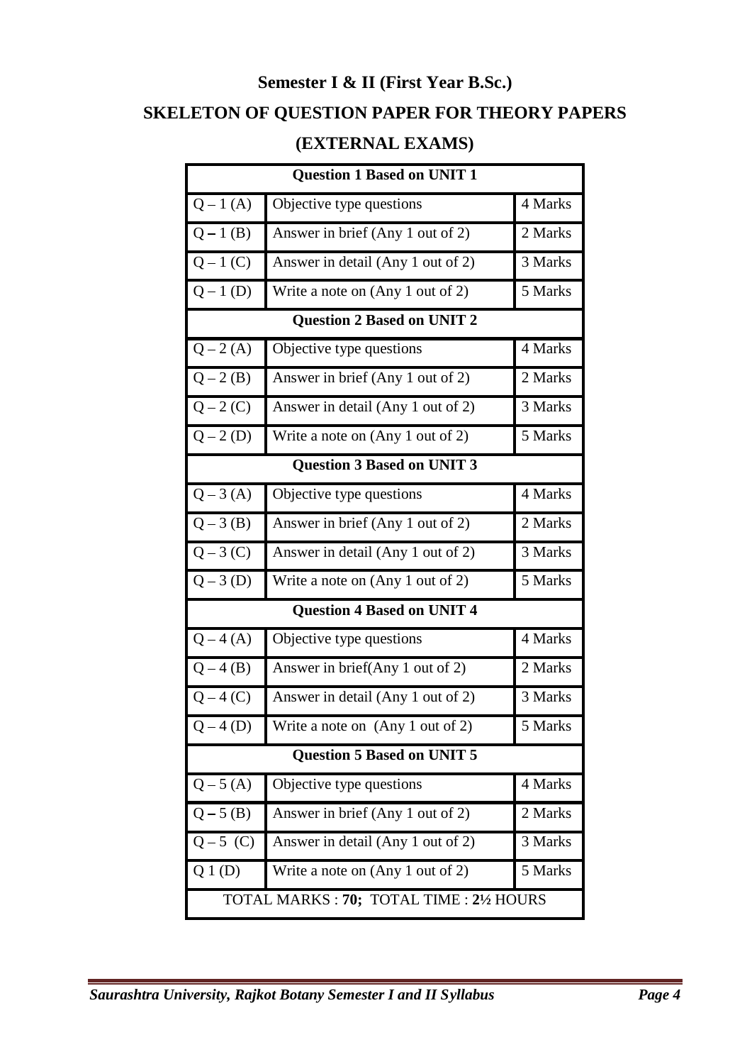## Semester I & II (First Year B.Sc.)

## SKELETON OF QUESTION PAPER FOR THEORY PAPERS

## (EXTERNAL EXAMS)

| | | |
|---|---|---|
| **Question 1 Based on UNIT 1** | | |
| Q – 1 (A) | Objective type questions | 4 Marks |
| Q – 1 (B) | Answer in brief (Any 1 out of 2) | 2 Marks |
| Q – 1 (C) | Answer in detail (Any 1 out of 2) | 3 Marks |
| Q – 1 (D) | Write a note on (Any 1 out of 2) | 5 Marks |
| **Question 2 Based on UNIT 2** | | |
| Q – 2 (A) | Objective type questions | 4 Marks |
| Q – 2 (B) | Answer in brief (Any 1 out of 2) | 2 Marks |
| Q – 2 (C) | Answer in detail (Any 1 out of 2) | 3 Marks |
| Q – 2 (D) | Write a note on (Any 1 out of 2) | 5 Marks |
| **Question 3 Based on UNIT 3** | | |
| Q – 3 (A) | Objective type questions | 4 Marks |
| Q – 3 (B) | Answer in brief (Any 1 out of 2) | 2 Marks |
| Q – 3 (C) | Answer in detail (Any 1 out of 2) | 3 Marks |
| Q – 3 (D) | Write a note on (Any 1 out of 2) | 5 Marks |
| **Question 4 Based on UNIT 4** | | |
| Q – 4 (A) | Objective type questions | 4 Marks |
| Q – 4 (B) | Answer in brief(Any 1 out of 2) | 2 Marks |
| Q – 4 (C) | Answer in detail (Any 1 out of 2) | 3 Marks |
| Q – 4 (D) | Write a note on (Any 1 out of 2) | 5 Marks |
| **Question 5 Based on UNIT 5** | | |
| Q – 5 (A) | Objective type questions | 4 Marks |
| Q – 5 (B) | Answer in brief (Any 1 out of 2) | 2 Marks |
| Q – 5 (C) | Answer in detail (Any 1 out of 2) | 3 Marks |
| Q 1 (D) | Write a note on (Any 1 out of 2) | 5 Marks |
| TOTAL MARKS : **70;** TOTAL TIME : **2½** HOURS | | |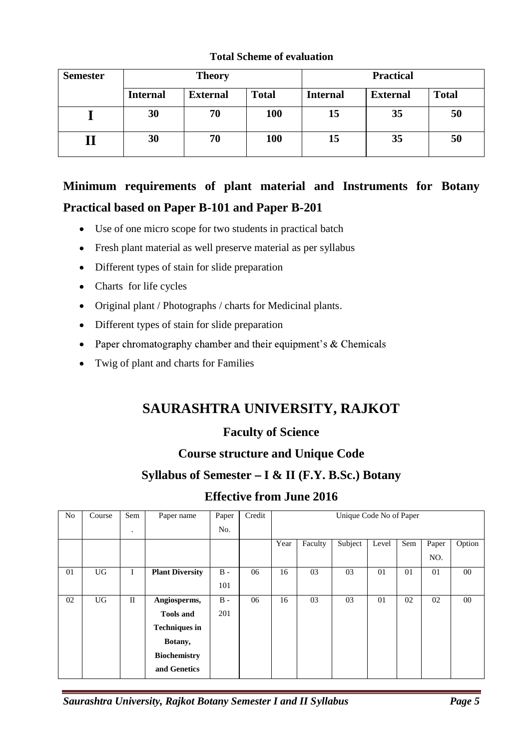**Total Scheme of evaluation**

| Semester | Theory | | | Practical | | |
|---|---|---|---|---|---|---|
| | Internal | External | Total | Internal | External | Total |
| I | 30 | 70 | 100 | 15 | 35 | 50 |
| II | 30 | 70 | 100 | 15 | 35 | 50 |

## Minimum requirements of plant material and Instruments for Botany Practical based on Paper B-101 and Paper B-201

- Use of one micro scope for two students in practical batch
- Fresh plant material as well preserve material as per syllabus
- Different types of stain for slide preparation
- Charts for life cycles
- Original plant / Photographs / charts for Medicinal plants.
- Different types of stain for slide preparation
- Paper chromatography chamber and their equipment's & Chemicals
- Twig of plant and charts for Families

# SAURASHTRA UNIVERSITY, RAJKOT

### Faculty of Science

### Course structure and Unique Code

### Syllabus of Semester – I & II (F.Y. B.Sc.) Botany

### Effective from June 2016

| No | Course | Sem. | Paper name | Paper No. | Credit | Unique Code No of Paper | | | | | | |
|---|---|---|---|---|---|---|---|---|---|---|---|---|
| | | | | | | Year | Faculty | Subject | Level | Sem | Paper NO. | Option |
| 01 | UG | I | **Plant Diversity** | B - 101 | 06 | 16 | 03 | 03 | 01 | 01 | 01 | 00 |
| 02 | UG | II | **Angiosperms, Tools and Techniques in Botany, Biochemistry and Genetics** | B - 201 | 06 | 16 | 03 | 03 | 01 | 02 | 02 | 00 |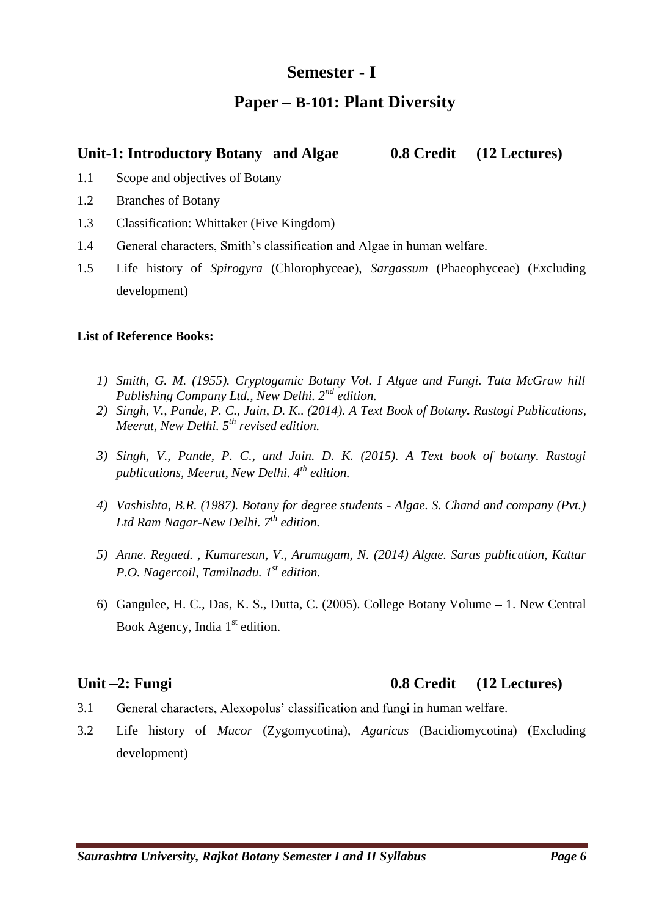## Semester - I

## Paper – B-101: Plant Diversity

### Unit-1: Introductory Botany and Algae 0.8 Credit (12 Lectures)

1.1 Scope and objectives of Botany

1.2 Branches of Botany

1.3 Classification: Whittaker (Five Kingdom)

1.4 General characters, Smith's classification and Algae in human welfare.

1.5 Life history of *Spirogyra* (Chlorophyceae), *Sargassum* (Phaeophyceae) (Excluding development)

**List of Reference Books:**

1) *Smith, G. M. (1955). Cryptogamic Botany Vol. I Algae and Fungi. Tata McGraw hill Publishing Company Ltd., New Delhi. 2nd edition.*
2) *Singh, V., Pande, P. C., Jain, D. K.. (2014). A Text Book of Botany***.** *Rastogi Publications, Meerut, New Delhi. 5th revised edition.*
3) *Singh, V., Pande, P. C., and Jain. D. K. (2015). A Text book of botany. Rastogi publications, Meerut, New Delhi. 4th edition.*
4) *Vashishta, B.R. (1987). Botany for degree students - Algae. S. Chand and company (Pvt.) Ltd Ram Nagar-New Delhi. 7th edition.*
5) *Anne. Regaed. , Kumaresan, V., Arumugam, N. (2014) Algae. Saras publication, Kattar P.O. Nagercoil, Tamilnadu. 1st edition.*
6) Gangulee, H. C., Das, K. S., Dutta, C. (2005). College Botany Volume – 1. New Central Book Agency, India 1st edition.

### Unit –2: Fungi 0.8 Credit (12 Lectures)

3.1 General characters, Alexopolus' classification and fungi in human welfare.

3.2 Life history of *Mucor* (Zygomycotina), *Agaricus* (Bacidiomycotina) (Excluding development)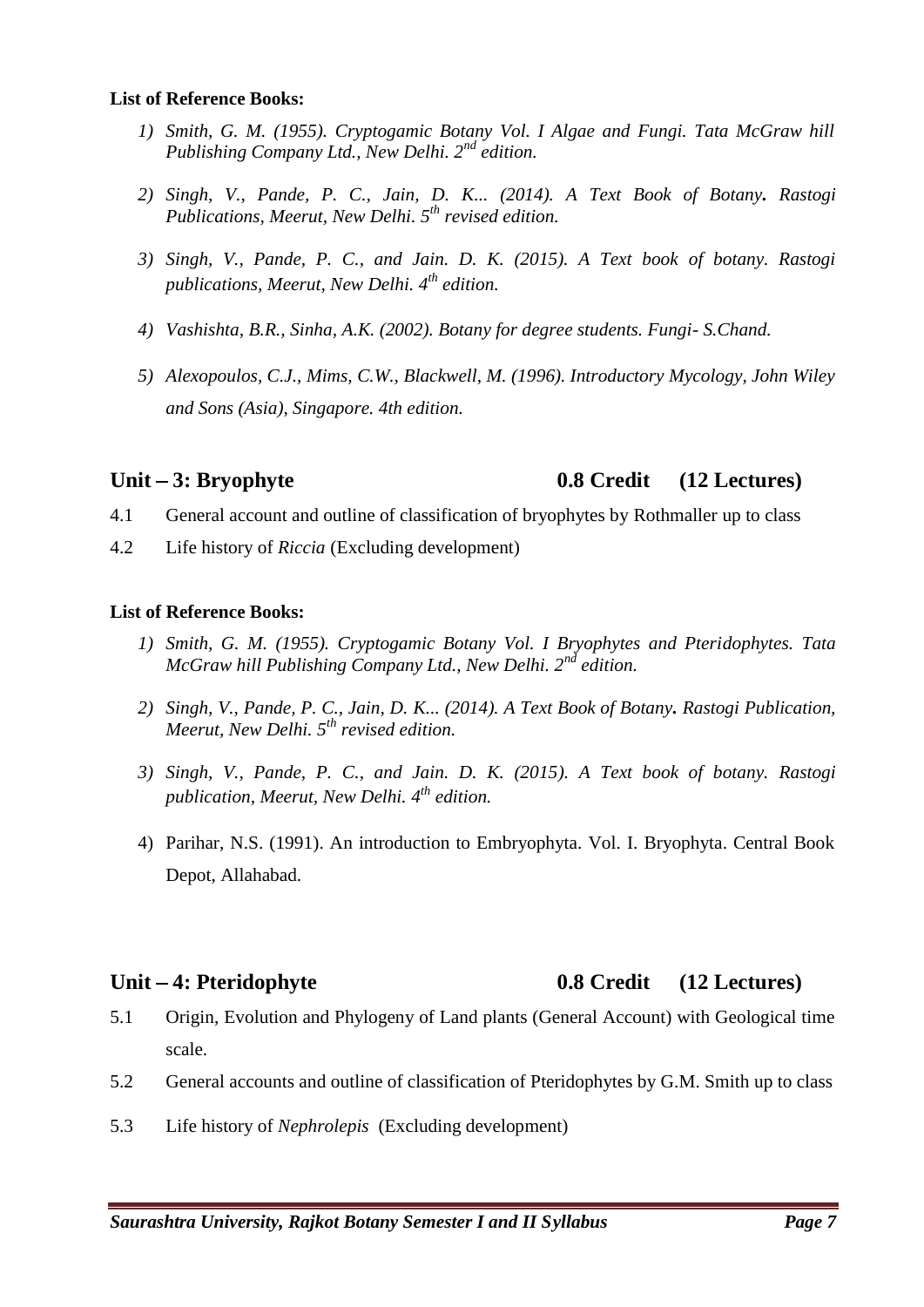**List of Reference Books:**

1) *Smith, G. M. (1955). Cryptogamic Botany Vol. I Algae and Fungi. Tata McGraw hill Publishing Company Ltd., New Delhi. 2nd edition.*
2) *Singh, V., Pande, P. C., Jain, D. K... (2014). A Text Book of Botany. Rastogi Publications, Meerut, New Delhi. 5th revised edition.*
3) *Singh, V., Pande, P. C., and Jain. D. K. (2015). A Text book of botany. Rastogi publications, Meerut, New Delhi. 4th edition.*
4) *Vashishta, B.R., Sinha, A.K. (2002). Botany for degree students. Fungi- S.Chand.*
5) *Alexopoulos, C.J., Mims, C.W., Blackwell, M. (1996). Introductory Mycology, John Wiley and Sons (Asia), Singapore. 4th edition.*

## Unit – 3: Bryophyte 0.8 Credit (12 Lectures)

4.1 General account and outline of classification of bryophytes by Rothmaller up to class

4.2 Life history of *Riccia* (Excluding development)

**List of Reference Books:**

1) *Smith, G. M. (1955). Cryptogamic Botany Vol. I Bryophytes and Pteridophytes. Tata McGraw hill Publishing Company Ltd., New Delhi. 2nd edition.*
2) *Singh, V., Pande, P. C., Jain, D. K... (2014). A Text Book of Botany. Rastogi Publication, Meerut, New Delhi. 5th revised edition.*
3) *Singh, V., Pande, P. C., and Jain. D. K. (2015). A Text book of botany. Rastogi publication, Meerut, New Delhi. 4th edition.*
4) Parihar, N.S. (1991). An introduction to Embryophyta. Vol. I. Bryophyta. Central Book Depot, Allahabad.

## Unit – 4: Pteridophyte 0.8 Credit (12 Lectures)

5.1 Origin, Evolution and Phylogeny of Land plants (General Account) with Geological time scale.

5.2 General accounts and outline of classification of Pteridophytes by G.M. Smith up to class

5.3 Life history of *Nephrolepis* (Excluding development)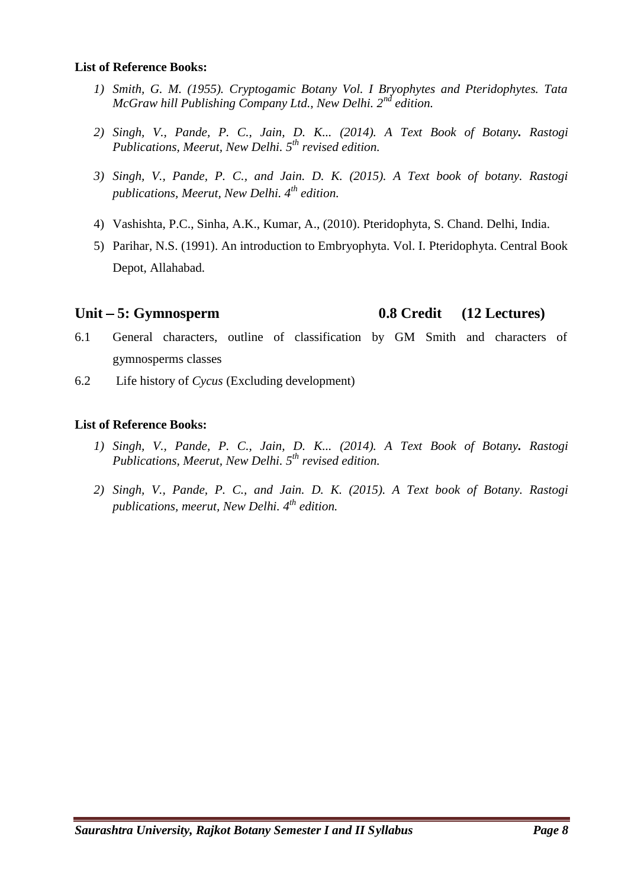**List of Reference Books:**

1) *Smith, G. M. (1955). Cryptogamic Botany Vol. I Bryophytes and Pteridophytes. Tata McGraw hill Publishing Company Ltd., New Delhi. 2nd edition.*

2) *Singh, V., Pande, P. C., Jain, D. K... (2014). A Text Book of Botany. Rastogi Publications, Meerut, New Delhi. 5th revised edition.*

3) *Singh, V., Pande, P. C., and Jain. D. K. (2015). A Text book of botany. Rastogi publications, Meerut, New Delhi. 4th edition.*

4) Vashishta, P.C., Sinha, A.K., Kumar, A., (2010). Pteridophyta, S. Chand. Delhi, India.

5) Parihar, N.S. (1991). An introduction to Embryophyta. Vol. I. Pteridophyta. Central Book Depot, Allahabad.

## Unit – 5: Gymnosperm 0.8 Credit (12 Lectures)

6.1 General characters, outline of classification by GM Smith and characters of gymnosperms classes

6.2 Life history of *Cycus* (Excluding development)

**List of Reference Books:**

1) *Singh, V., Pande, P. C., Jain, D. K... (2014). A Text Book of Botany. Rastogi Publications, Meerut, New Delhi. 5th revised edition.*

2) *Singh, V., Pande, P. C., and Jain. D. K. (2015). A Text book of Botany. Rastogi publications, meerut, New Delhi. 4th edition.*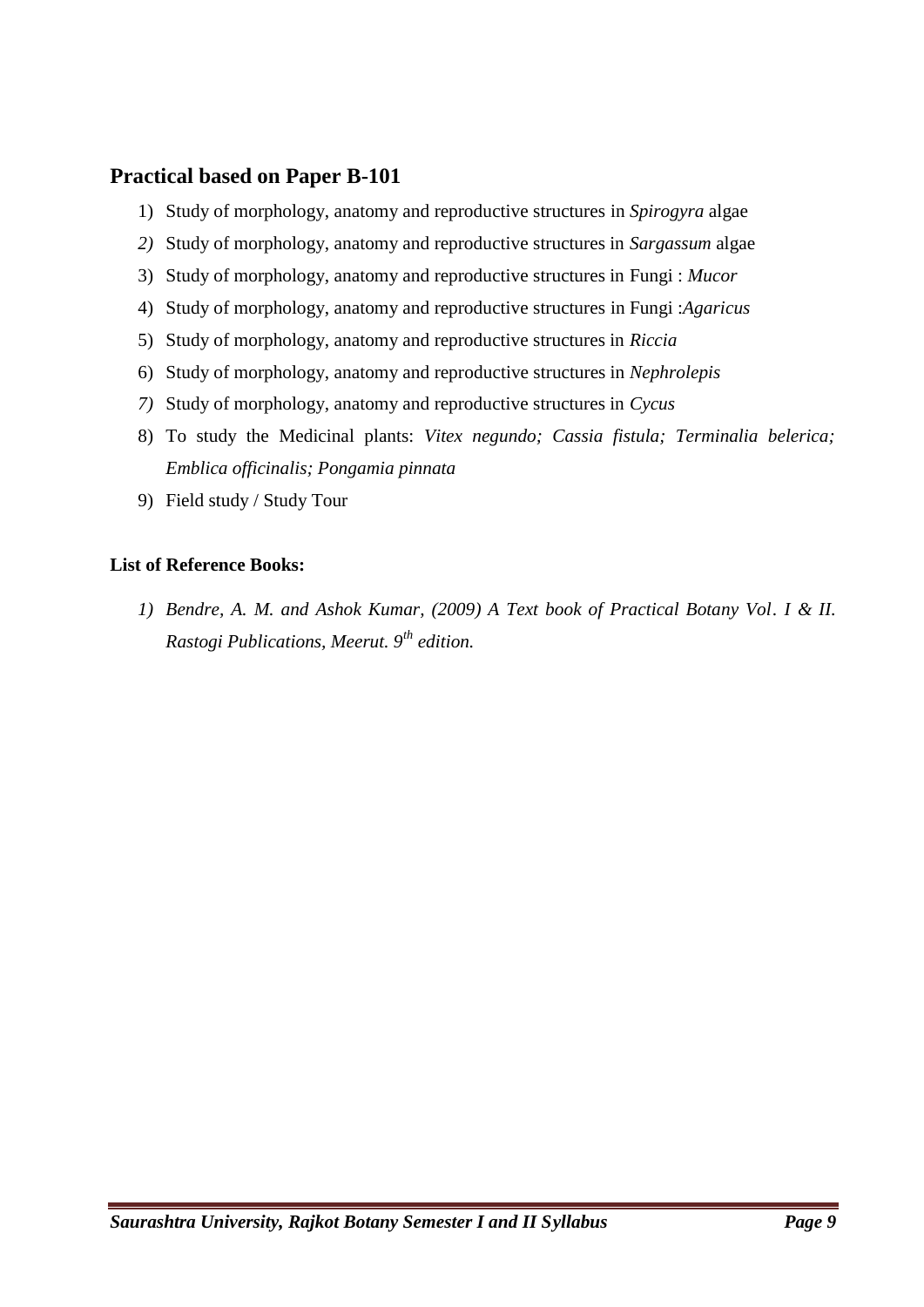## Practical based on Paper B-101

1) Study of morphology, anatomy and reproductive structures in *Spirogyra* algae
2) Study of morphology, anatomy and reproductive structures in *Sargassum* algae
3) Study of morphology, anatomy and reproductive structures in Fungi : *Mucor*
4) Study of morphology, anatomy and reproductive structures in Fungi :*Agaricus*
5) Study of morphology, anatomy and reproductive structures in *Riccia*
6) Study of morphology, anatomy and reproductive structures in *Nephrolepis*
7) Study of morphology, anatomy and reproductive structures in *Cycus*
8) To study the Medicinal plants: *Vitex negundo; Cassia fistula; Terminalia belerica; Emblica officinalis; Pongamia pinnata*
9) Field study / Study Tour

**List of Reference Books:**

1) *Bendre, A. M. and Ashok Kumar, (2009) A Text book of Practical Botany Vol. I & II. Rastogi Publications, Meerut. 9th edition.*